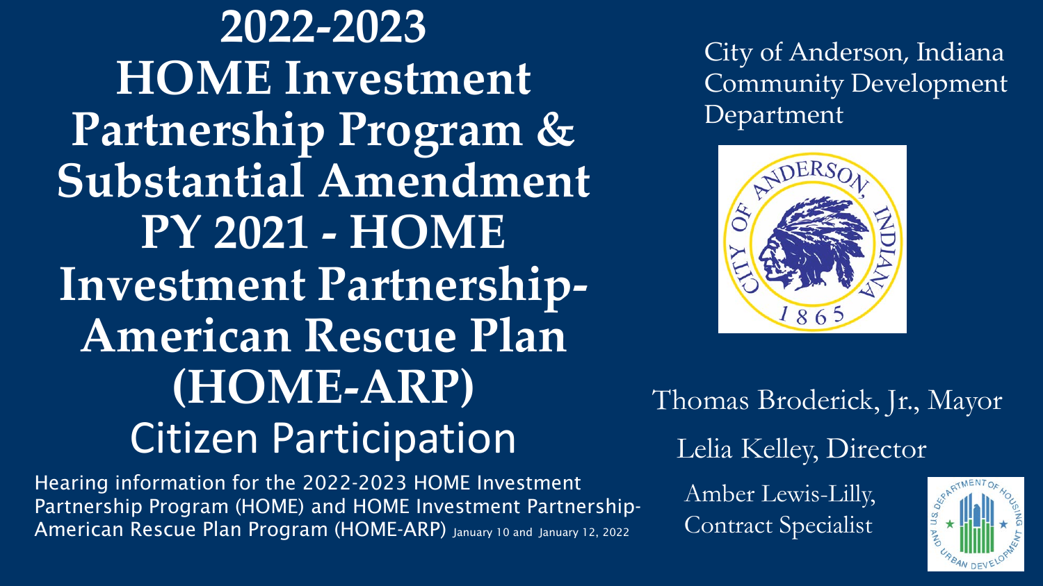# 2022-2023 HOME Investment Partnership Program & Substantial Amendment PY 2021 - HOME Investment Partnership-American Rescue Plan (HOME-ARP)

## Citizen Participation

Hearing information for the 2022-2023 HOME Investment Partnership Program (HOME) and HOME Investment Partnership-American Rescue Plan Program (HOME-ARP) January 10 and January 12, 2022

City of Anderson, Indiana
Community Development Department

Thomas Broderick, Jr., Mayor

Lelia Kelley, Director

Amber Lewis-Lilly, Contract Specialist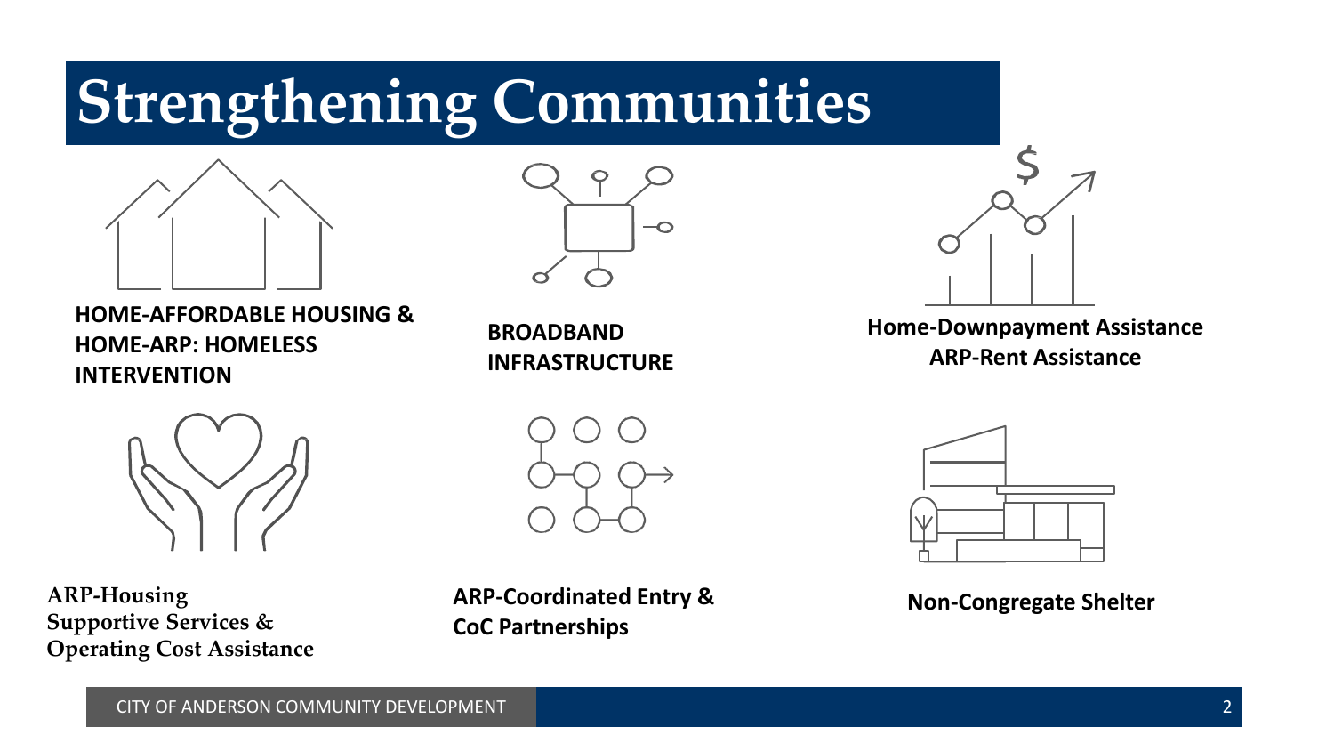# Strengthening Communities

**HOME-AFFORDABLE HOUSING & HOME-ARP: HOMELESS INTERVENTION**

**BROADBAND INFRASTRUCTURE**

**Home-Downpayment Assistance**
**ARP-Rent Assistance**

**ARP-Housing Supportive Services & Operating Cost Assistance**

**ARP-Coordinated Entry & CoC Partnerships**

**Non-Congregate Shelter**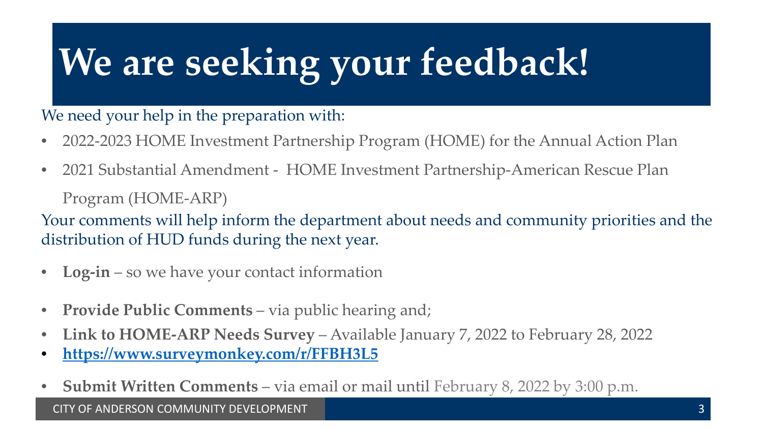# We are seeking your feedback!

We need your help in the preparation with:

- 2022-2023 HOME Investment Partnership Program (HOME) for the Annual Action Plan
- 2021 Substantial Amendment - HOME Investment Partnership-American Rescue Plan Program (HOME-ARP)

Your comments will help inform the department about needs and community priorities and the distribution of HUD funds during the next year.

- **Log-in** – so we have your contact information
- **Provide Public Comments** – via public hearing and;
- **Link to HOME-ARP Needs Survey** – Available January 7, 2022 to February 28, 2022
- **https://www.surveymonkey.com/r/FFBH3L5**
- **Submit Written Comments** – via email or mail until February 8, 2022 by 3:00 p.m.

CITY OF ANDERSON COMMUNITY DEVELOPMENT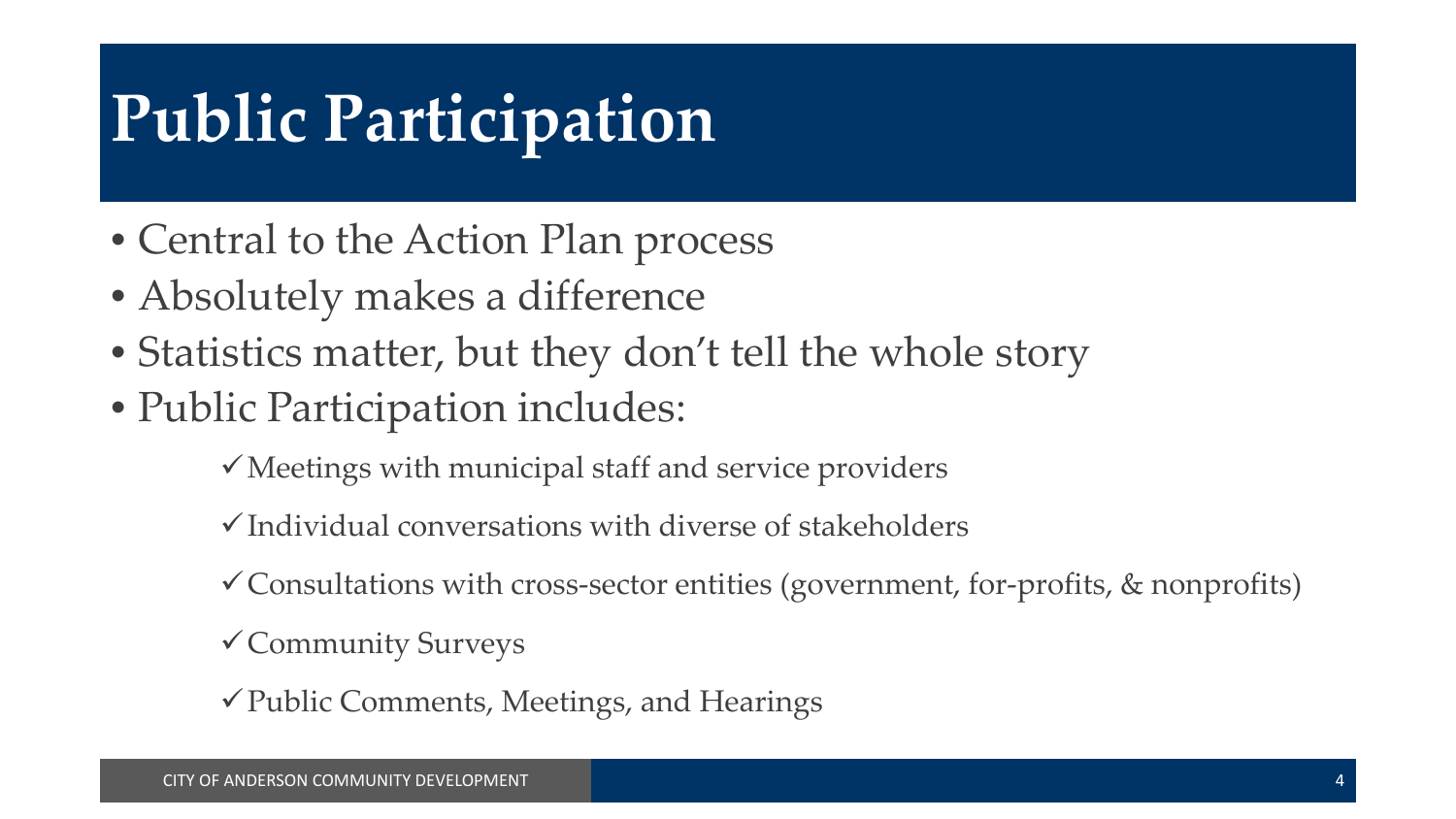# Public Participation

- Central to the Action Plan process
- Absolutely makes a difference
- Statistics matter, but they don't tell the whole story
- Public Participation includes:
  - ✓ Meetings with municipal staff and service providers
  - ✓ Individual conversations with diverse of stakeholders
  - ✓ Consultations with cross-sector entities (government, for-profits, & nonprofits)
  - ✓ Community Surveys
  - ✓ Public Comments, Meetings, and Hearings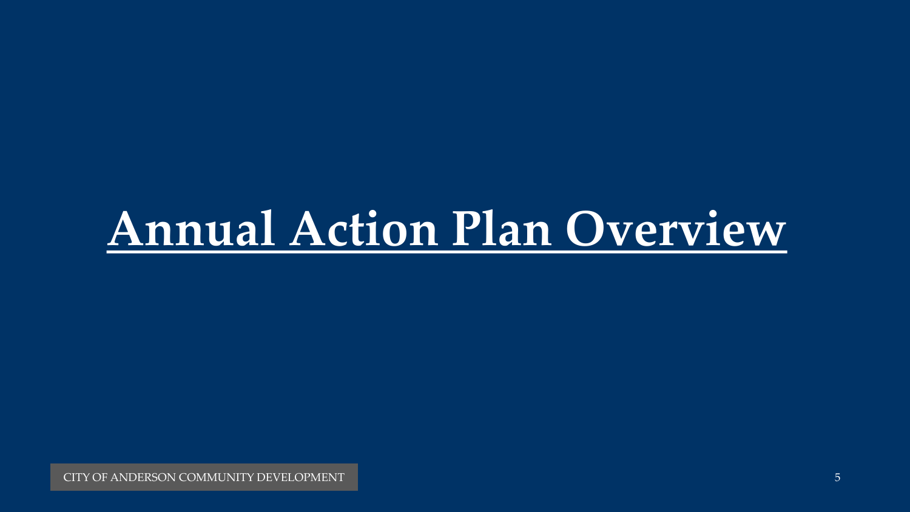# Annual Action Plan Overview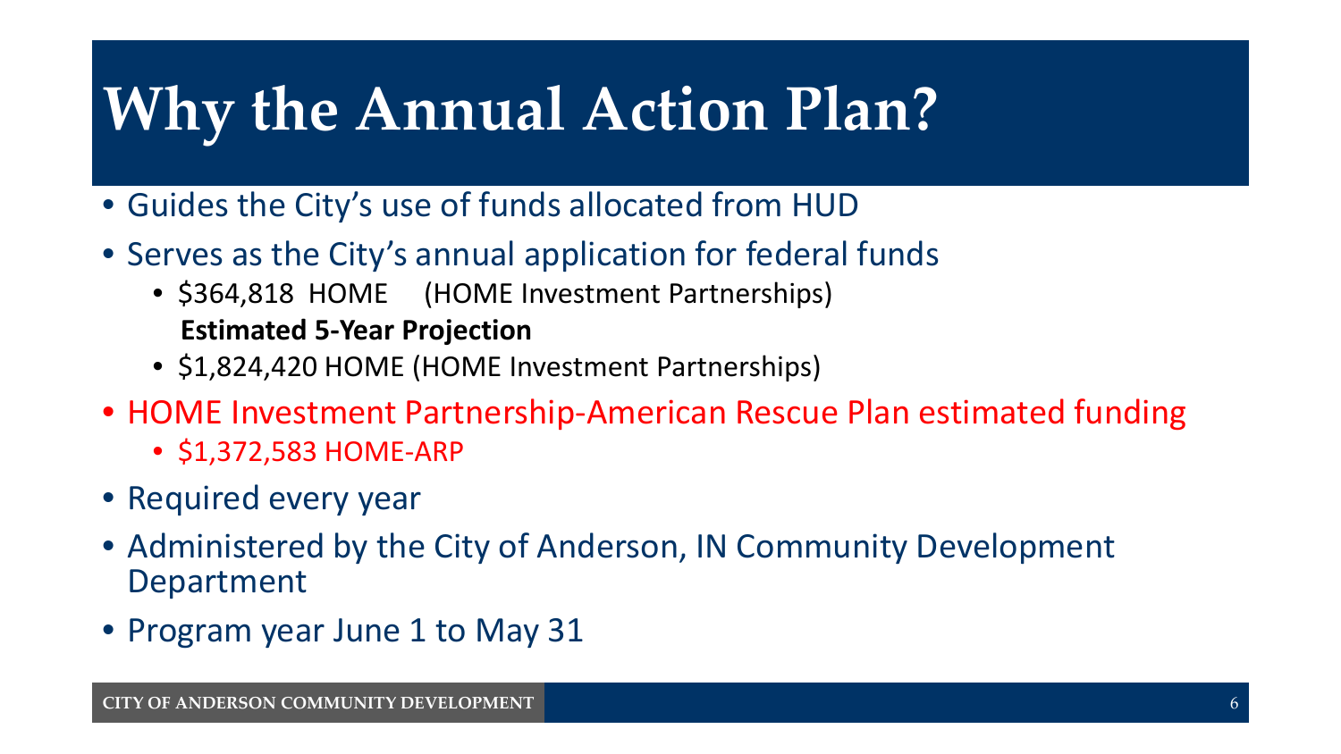# Why the Annual Action Plan?

- Guides the City's use of funds allocated from HUD
- Serves as the City's annual application for federal funds
  - $364,818 HOME (HOME Investment Partnerships)

    **Estimated 5-Year Projection**
  - $1,824,420 HOME (HOME Investment Partnerships)
- HOME Investment Partnership-American Rescue Plan estimated funding
  - $1,372,583 HOME-ARP
- Required every year
- Administered by the City of Anderson, IN Community Development Department
- Program year June 1 to May 31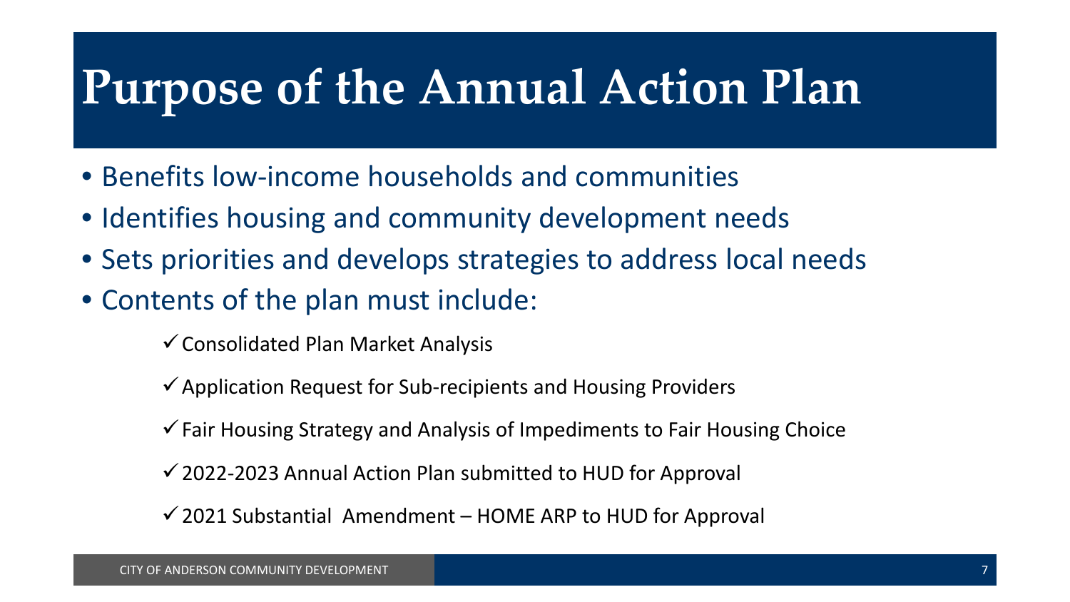# Purpose of the Annual Action Plan

- Benefits low-income households and communities
- Identifies housing and community development needs
- Sets priorities and develops strategies to address local needs
- Contents of the plan must include:
  - ✓ Consolidated Plan Market Analysis
  - ✓ Application Request for Sub-recipients and Housing Providers
  - ✓ Fair Housing Strategy and Analysis of Impediments to Fair Housing Choice
  - ✓ 2022-2023 Annual Action Plan submitted to HUD for Approval
  - ✓ 2021 Substantial Amendment – HOME ARP to HUD for Approval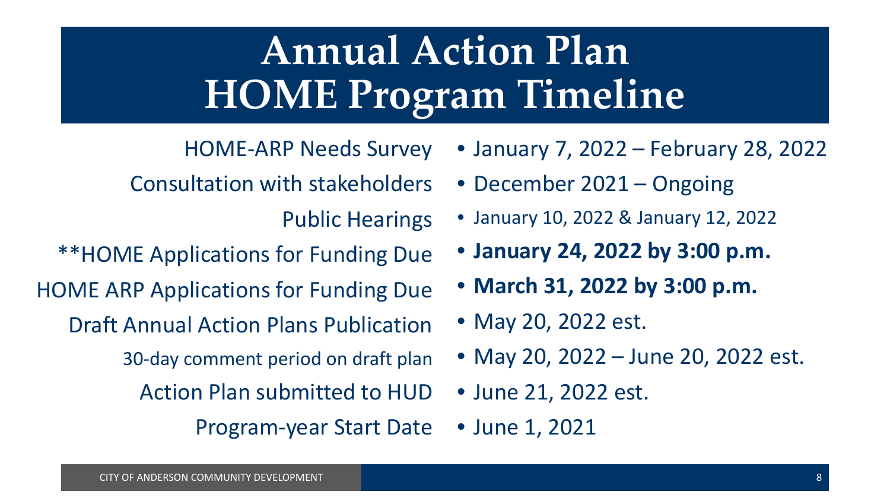# Annual Action Plan HOME Program Timeline

| | |
|---|---|
| HOME-ARP Needs Survey | January 7, 2022 – February 28, 2022 |
| Consultation with stakeholders | December 2021 – Ongoing |
| Public Hearings | January 10, 2022 & January 12, 2022 |
| **HOME Applications for Funding Due | **January 24, 2022 by 3:00 p.m.** |
| HOME ARP Applications for Funding Due | **March 31, 2022 by 3:00 p.m.** |
| Draft Annual Action Plans Publication | May 20, 2022 est. |
| 30-day comment period on draft plan | May 20, 2022 – June 20, 2022 est. |
| Action Plan submitted to HUD | June 21, 2022 est. |
| Program-year Start Date | June 1, 2021 |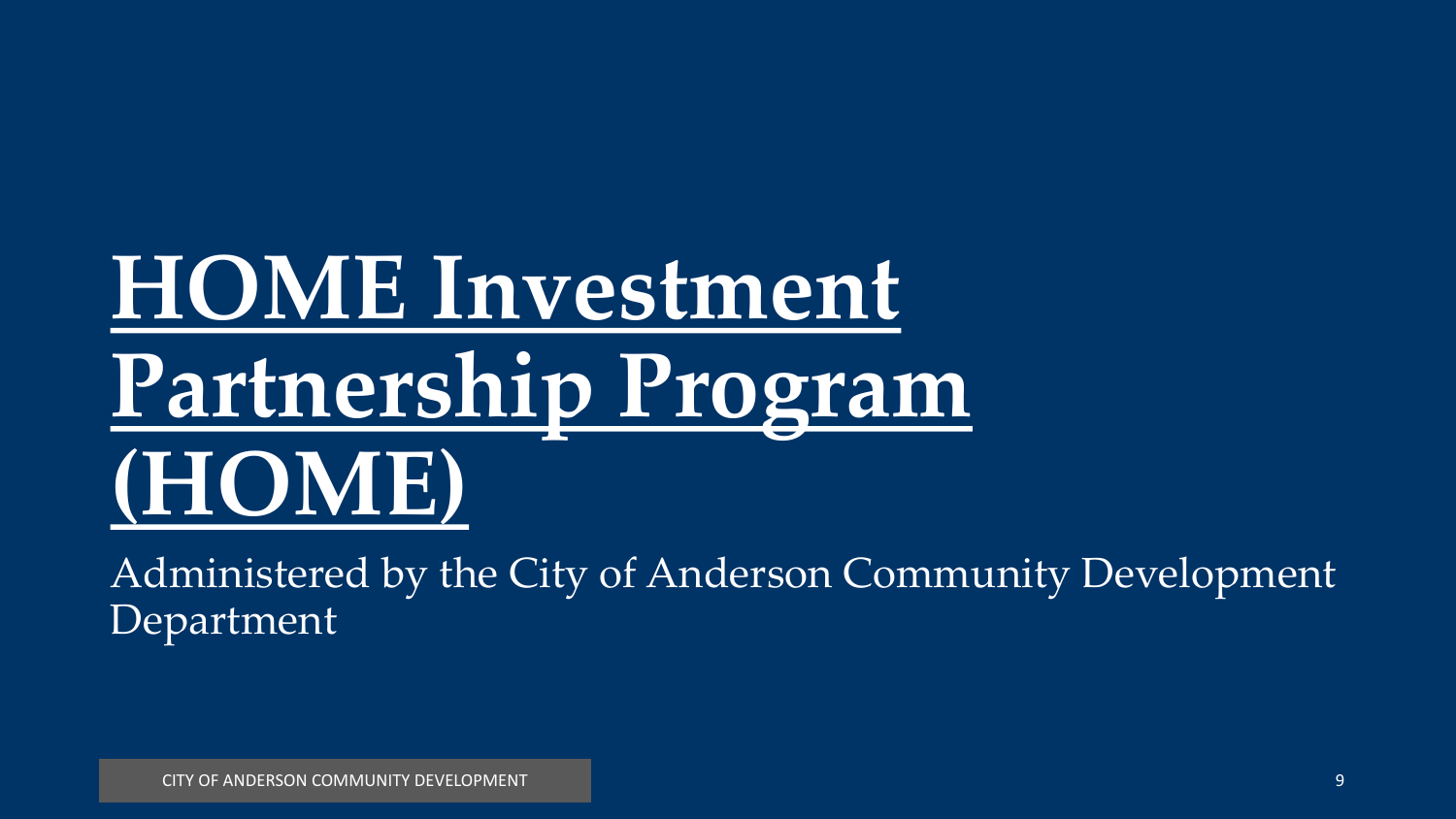# HOME Investment Partnership Program (HOME)

Administered by the City of Anderson Community Development Department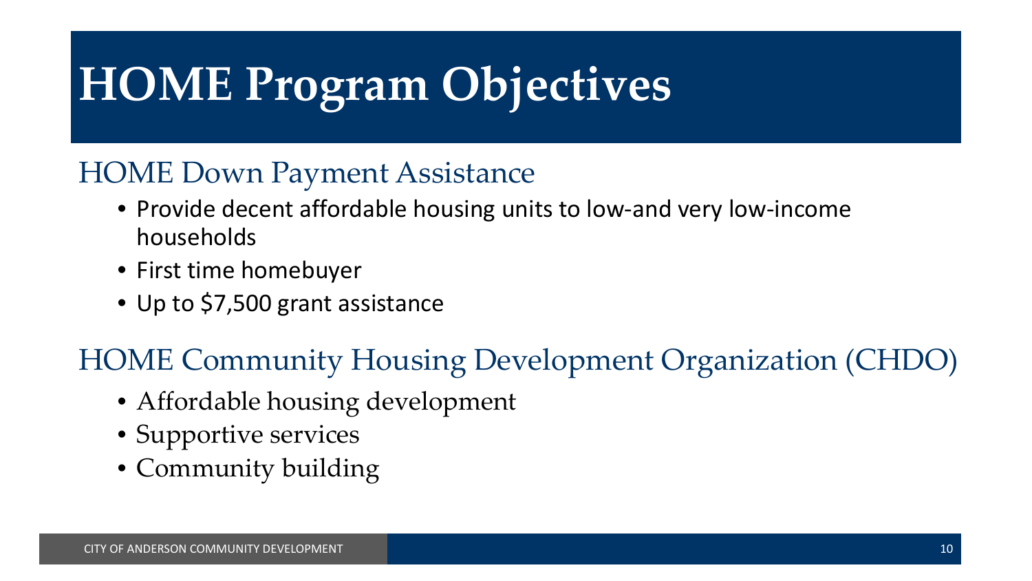# HOME Program Objectives

## HOME Down Payment Assistance

- Provide decent affordable housing units to low-and very low-income households
- First time homebuyer
- Up to $7,500 grant assistance

## HOME Community Housing Development Organization (CHDO)

- Affordable housing development
- Supportive services
- Community building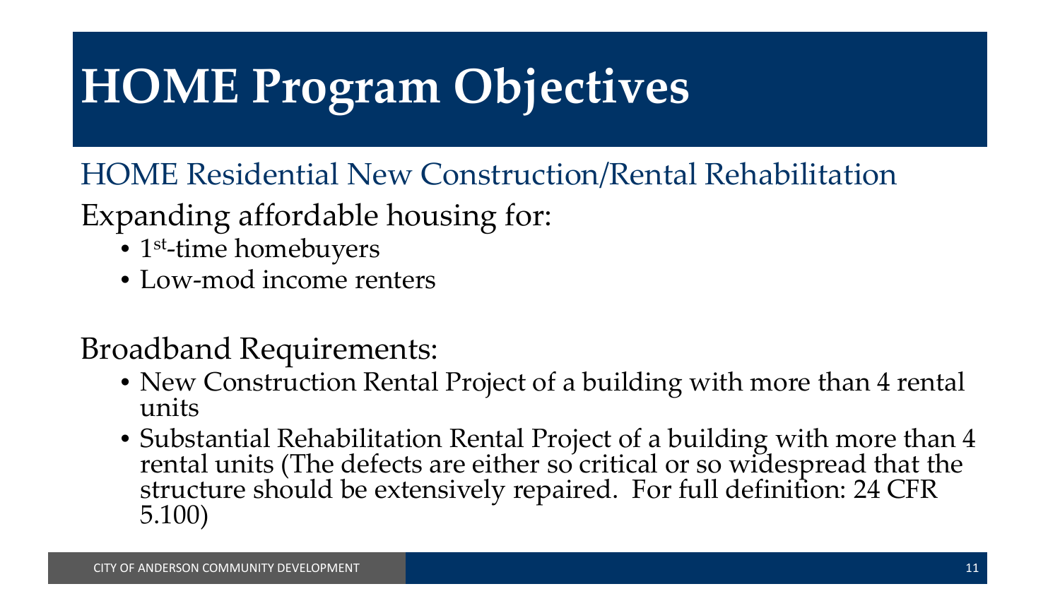# HOME Program Objectives

## HOME Residential New Construction/Rental Rehabilitation

Expanding affordable housing for:

- 1st-time homebuyers
- Low-mod income renters

Broadband Requirements:

- New Construction Rental Project of a building with more than 4 rental units
- Substantial Rehabilitation Rental Project of a building with more than 4 rental units (The defects are either so critical or so widespread that the structure should be extensively repaired. For full definition: 24 CFR 5.100)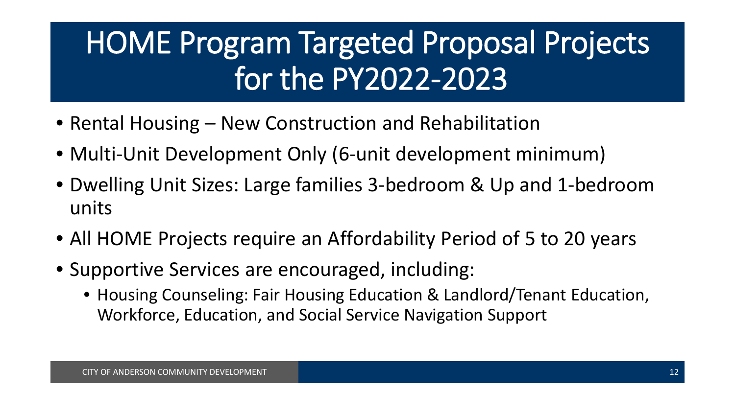# HOME Program Targeted Proposal Projects for the PY2022-2023

- Rental Housing – New Construction and Rehabilitation
- Multi-Unit Development Only (6-unit development minimum)
- Dwelling Unit Sizes: Large families 3-bedroom & Up and 1-bedroom units
- All HOME Projects require an Affordability Period of 5 to 20 years
- Supportive Services are encouraged, including:
  - Housing Counseling: Fair Housing Education & Landlord/Tenant Education, Workforce, Education, and Social Service Navigation Support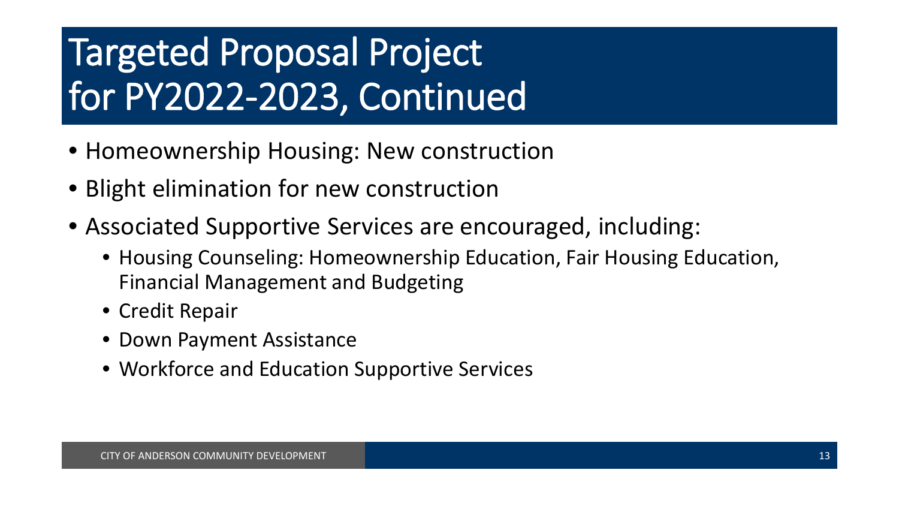# Targeted Proposal Project for PY2022-2023, Continued

- Homeownership Housing: New construction
- Blight elimination for new construction
- Associated Supportive Services are encouraged, including:
  - Housing Counseling: Homeownership Education, Fair Housing Education, Financial Management and Budgeting
  - Credit Repair
  - Down Payment Assistance
  - Workforce and Education Supportive Services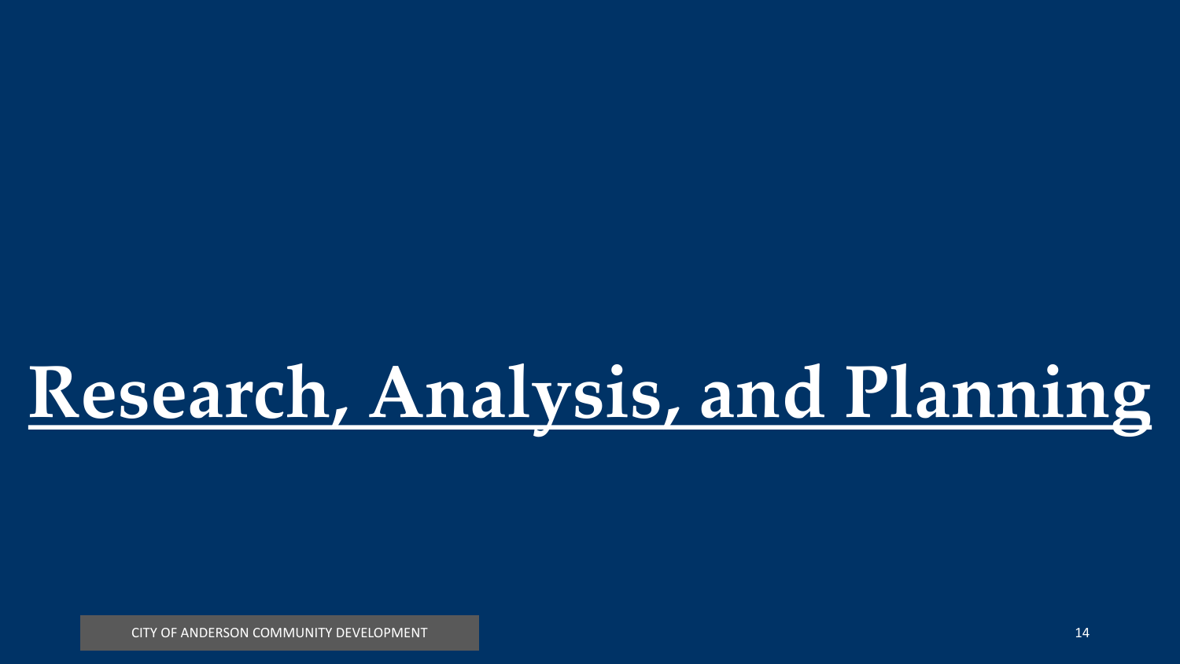# Research, Analysis, and Planning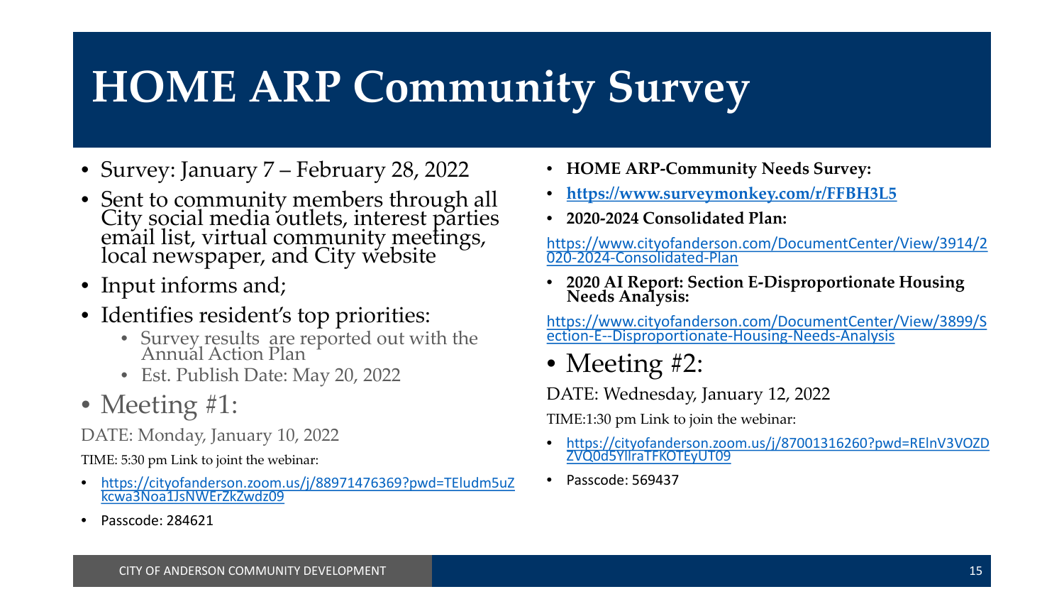# HOME ARP Community Survey

- Survey: January 7 – February 28, 2022
- Sent to community members through all City social media outlets, interest parties email list, virtual community meetings, local newspaper, and City website
- Input informs and;
- Identifies resident's top priorities:
  - Survey results are reported out with the Annual Action Plan
  - Est. Publish Date: May 20, 2022
- Meeting #1:

DATE: Monday, January 10, 2022

TIME: 5:30 pm Link to joint the webinar:

- https://cityofanderson.zoom.us/j/88971476369?pwd=TEludm5uZkcwa3Noa1JsNWErZkZwdz09
- Passcode: 284621

- **HOME ARP-Community Needs Survey:**
- **https://www.surveymonkey.com/r/FFBH3L5**
- **2020-2024 Consolidated Plan:**

https://www.cityofanderson.com/DocumentCenter/View/3914/2020-2024-Consolidated-Plan

- **2020 AI Report: Section E-Disproportionate Housing Needs Analysis:**

https://www.cityofanderson.com/DocumentCenter/View/3899/Section-E--Disproportionate-Housing-Needs-Analysis

- Meeting #2:

DATE: Wednesday, January 12, 2022

TIME:1:30 pm Link to join the webinar:

- https://cityofanderson.zoom.us/j/87001316260?pwd=RElnV3VOZDZVQ0d5YllraTFKOTEyUT09
- Passcode: 569437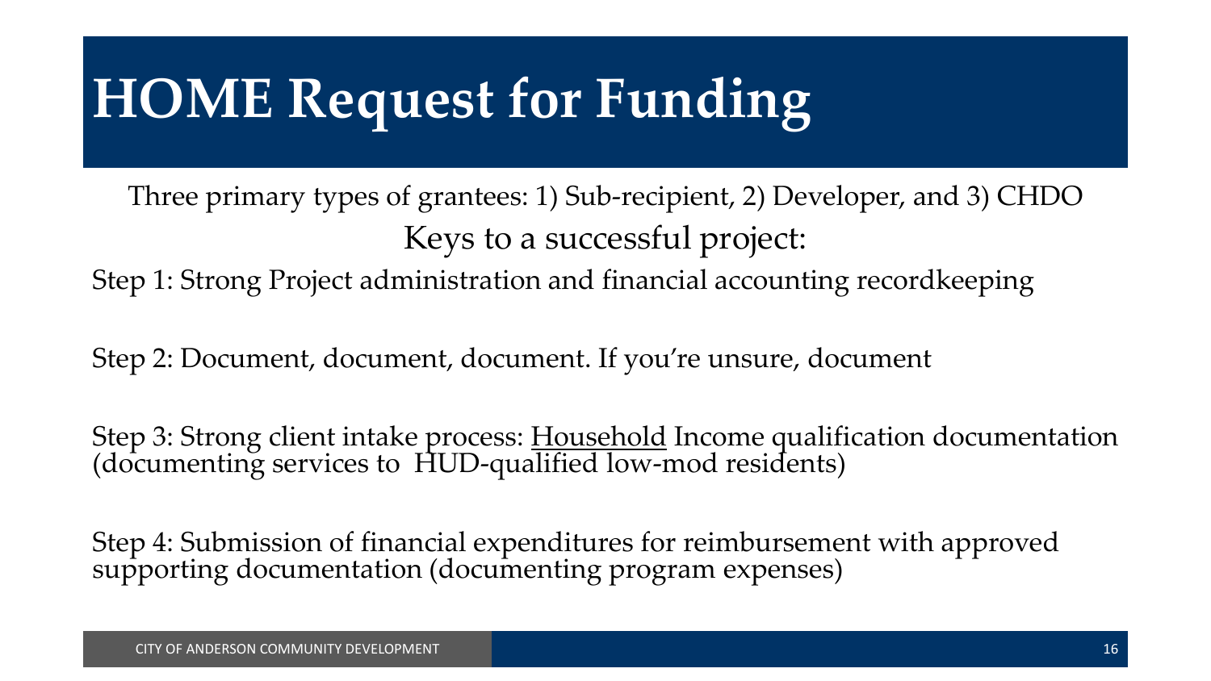# HOME Request for Funding

Three primary types of grantees: 1) Sub-recipient, 2) Developer, and 3) CHDO

Keys to a successful project:

Step 1: Strong Project administration and financial accounting recordkeeping

Step 2: Document, document, document. If you're unsure, document

Step 3: Strong client intake process: <u>Household</u> Income qualification documentation (documenting services to HUD-qualified low-mod residents)

Step 4: Submission of financial expenditures for reimbursement with approved supporting documentation (documenting program expenses)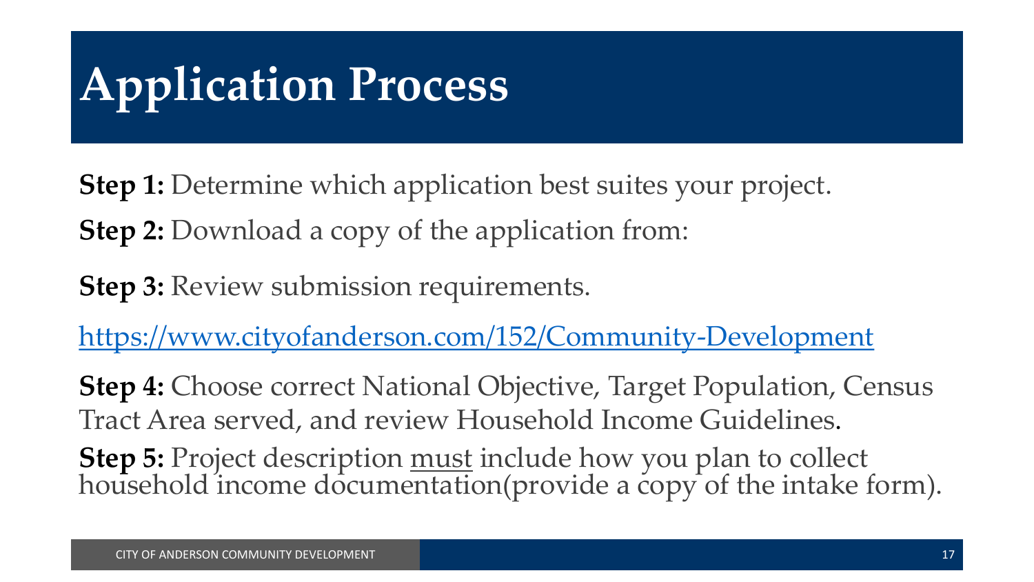# Application Process

**Step 1:** Determine which application best suites your project.

**Step 2:** Download a copy of the application from:

**Step 3:** Review submission requirements.

https://www.cityofanderson.com/152/Community-Development

**Step 4:** Choose correct National Objective, Target Population, Census Tract Area served, and review Household Income Guidelines.

**Step 5:** Project description must include how you plan to collect household income documentation(provide a copy of the intake form).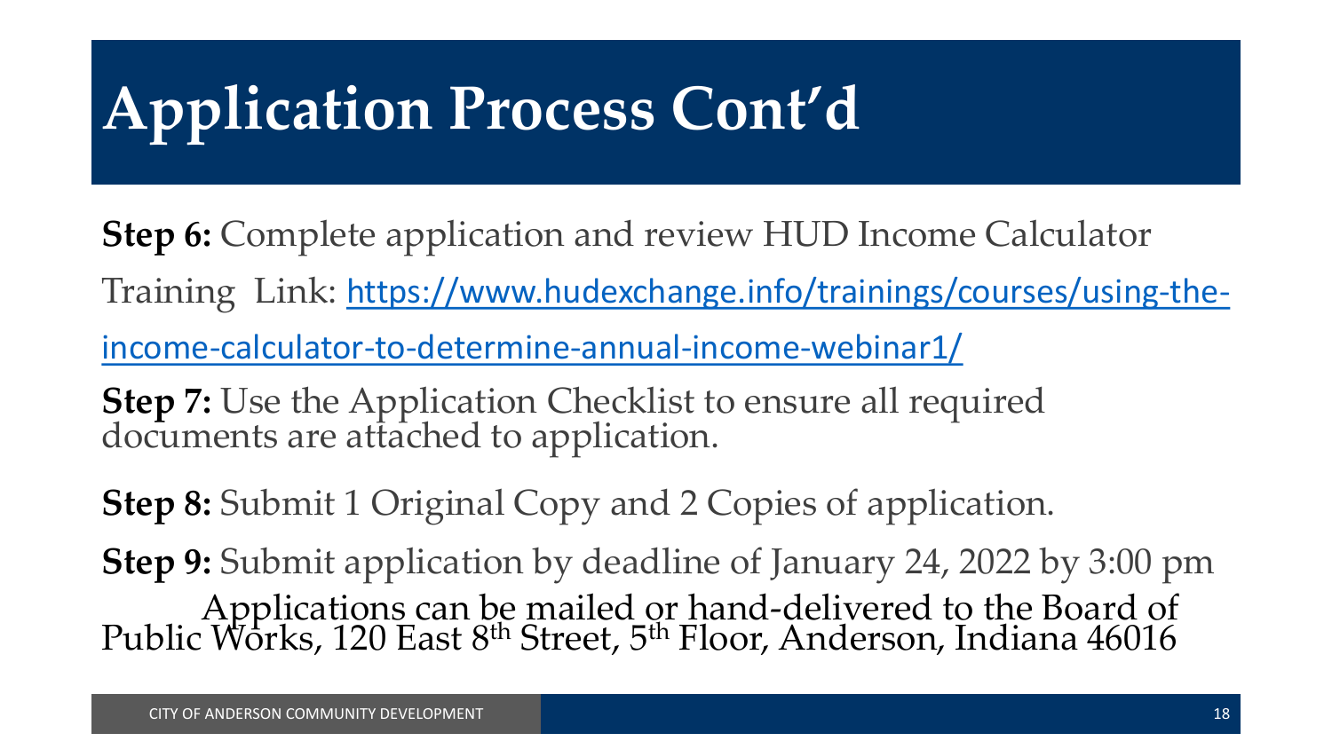# Application Process Cont'd

**Step 6:** Complete application and review HUD Income Calculator

Training Link: https://www.hudexchange.info/trainings/courses/using-the-income-calculator-to-determine-annual-income-webinar1/

**Step 7:** Use the Application Checklist to ensure all required documents are attached to application.

**Step 8:** Submit 1 Original Copy and 2 Copies of application.

**Step 9:** Submit application by deadline of January 24, 2022 by 3:00 pm

Applications can be mailed or hand-delivered to the Board of Public Works, 120 East 8th Street, 5th Floor, Anderson, Indiana 46016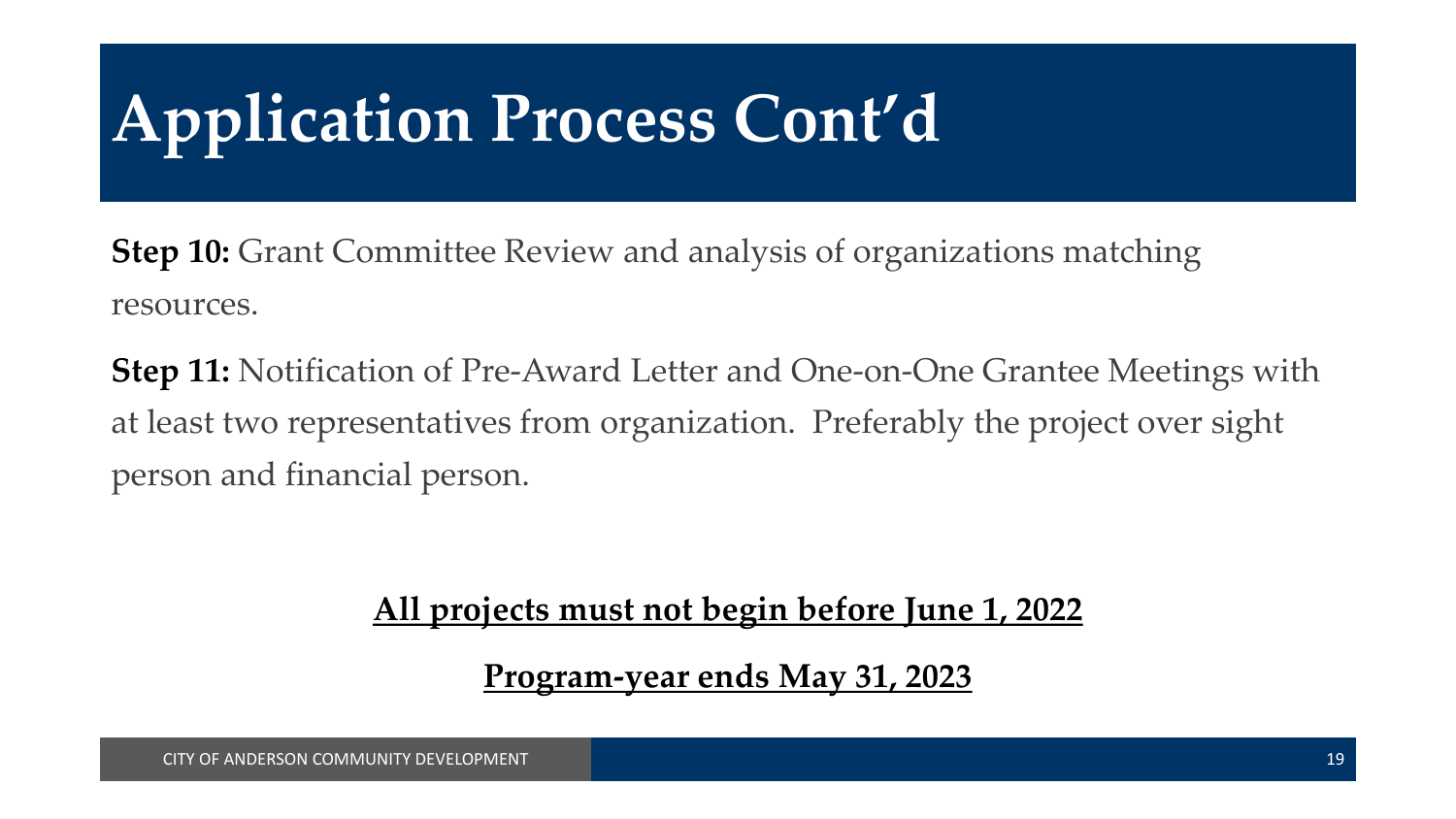# Application Process Cont'd

**Step 10:** Grant Committee Review and analysis of organizations matching resources.

**Step 11:** Notification of Pre-Award Letter and One-on-One Grantee Meetings with at least two representatives from organization. Preferably the project over sight person and financial person.

**All projects must not begin before June 1, 2022**

**Program-year ends May 31, 2023**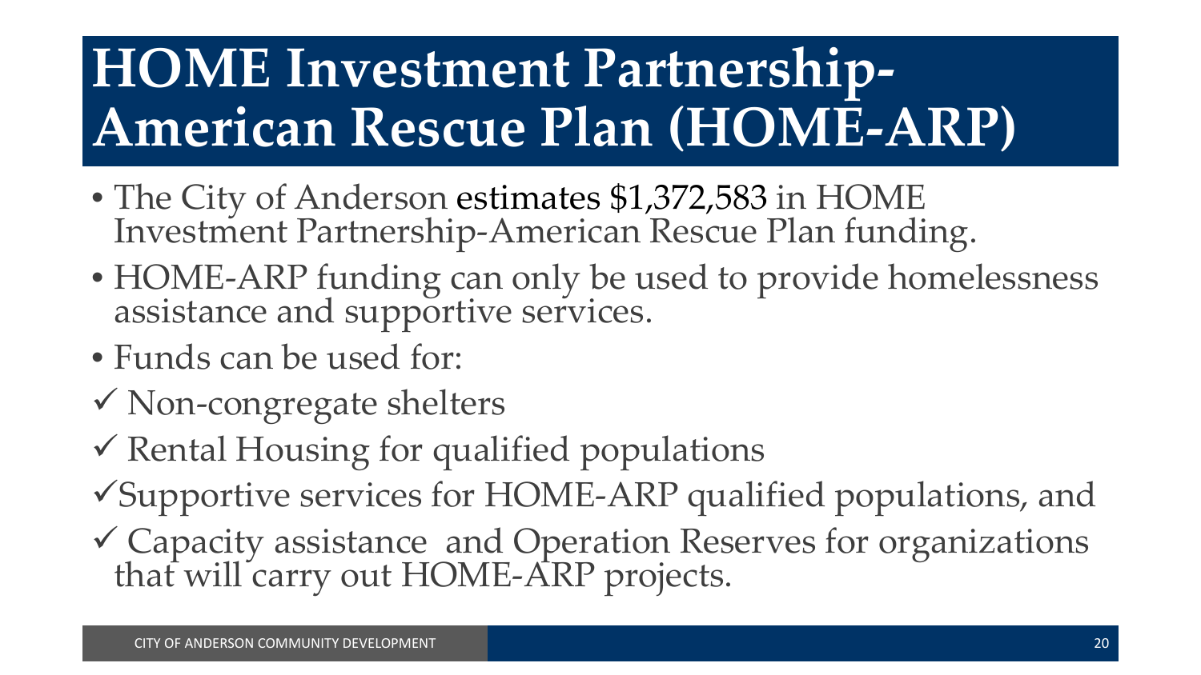# HOME Investment Partnership-American Rescue Plan (HOME-ARP)

- The City of Anderson estimates $1,372,583 in HOME Investment Partnership-American Rescue Plan funding.
- HOME-ARP funding can only be used to provide homelessness assistance and supportive services.
- Funds can be used for:

✓ Non-congregate shelters

✓ Rental Housing for qualified populations

✓ Supportive services for HOME-ARP qualified populations, and

✓ Capacity assistance and Operation Reserves for organizations that will carry out HOME-ARP projects.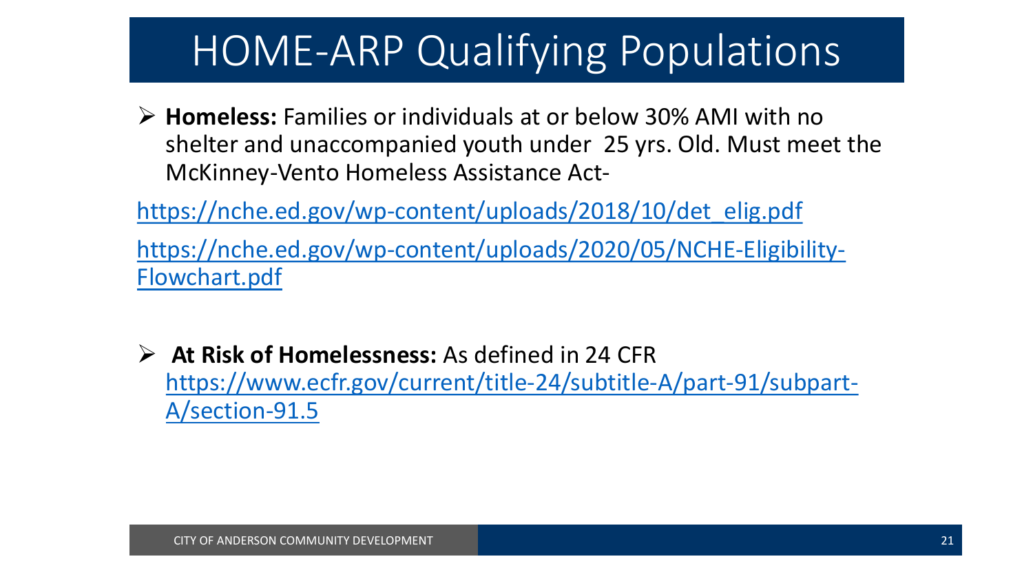# HOME-ARP Qualifying Populations

- **Homeless:** Families or individuals at or below 30% AMI with no shelter and unaccompanied youth under 25 yrs. Old. Must meet the McKinney-Vento Homeless Assistance Act-

https://nche.ed.gov/wp-content/uploads/2018/10/det_elig.pdf

https://nche.ed.gov/wp-content/uploads/2020/05/NCHE-Eligibility-Flowchart.pdf

- **At Risk of Homelessness:** As defined in 24 CFR https://www.ecfr.gov/current/title-24/subtitle-A/part-91/subpart-A/section-91.5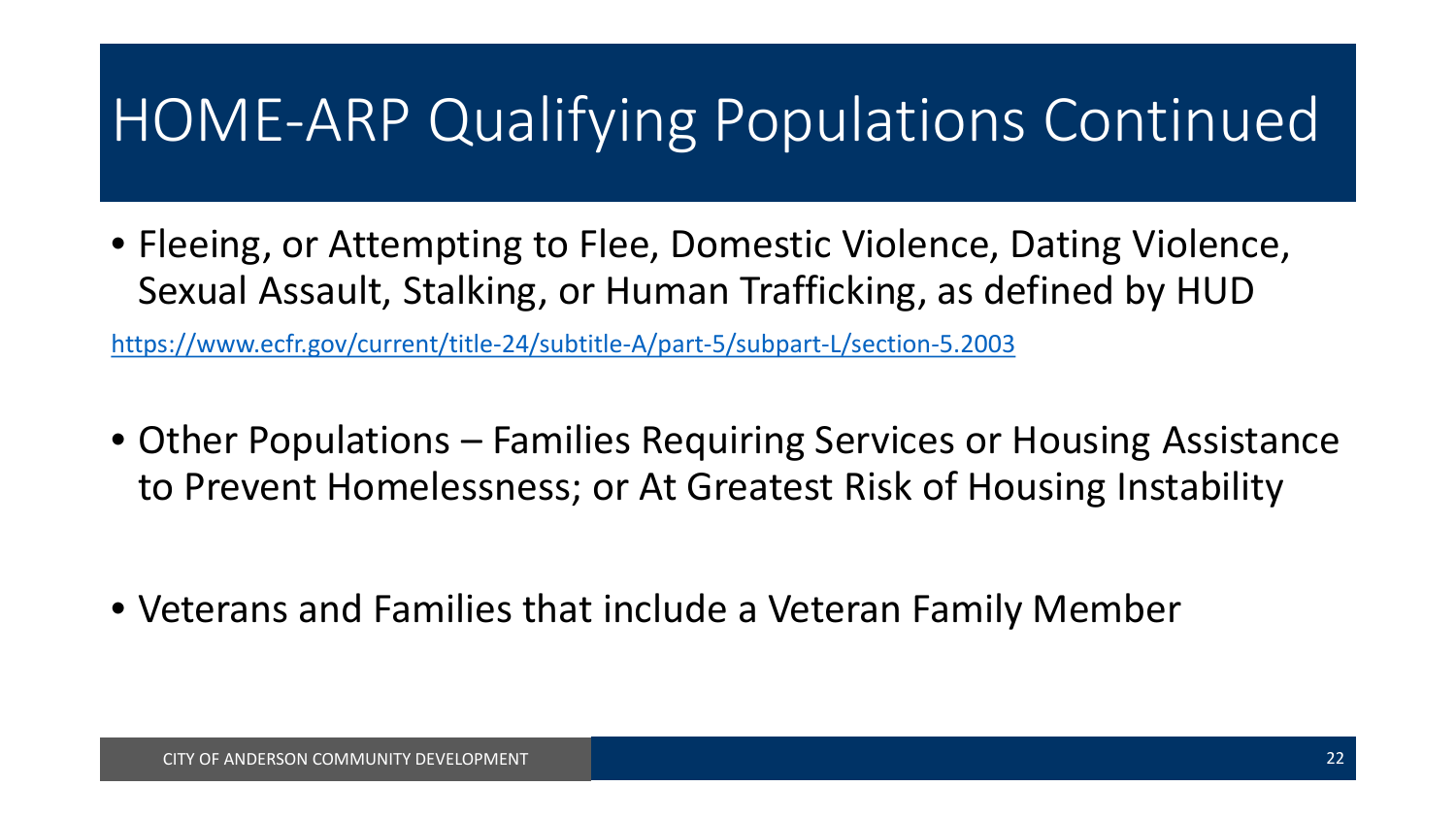# HOME-ARP Qualifying Populations Continued

- Fleeing, or Attempting to Flee, Domestic Violence, Dating Violence, Sexual Assault, Stalking, or Human Trafficking, as defined by HUD

https://www.ecfr.gov/current/title-24/subtitle-A/part-5/subpart-L/section-5.2003

- Other Populations – Families Requiring Services or Housing Assistance to Prevent Homelessness; or At Greatest Risk of Housing Instability

- Veterans and Families that include a Veteran Family Member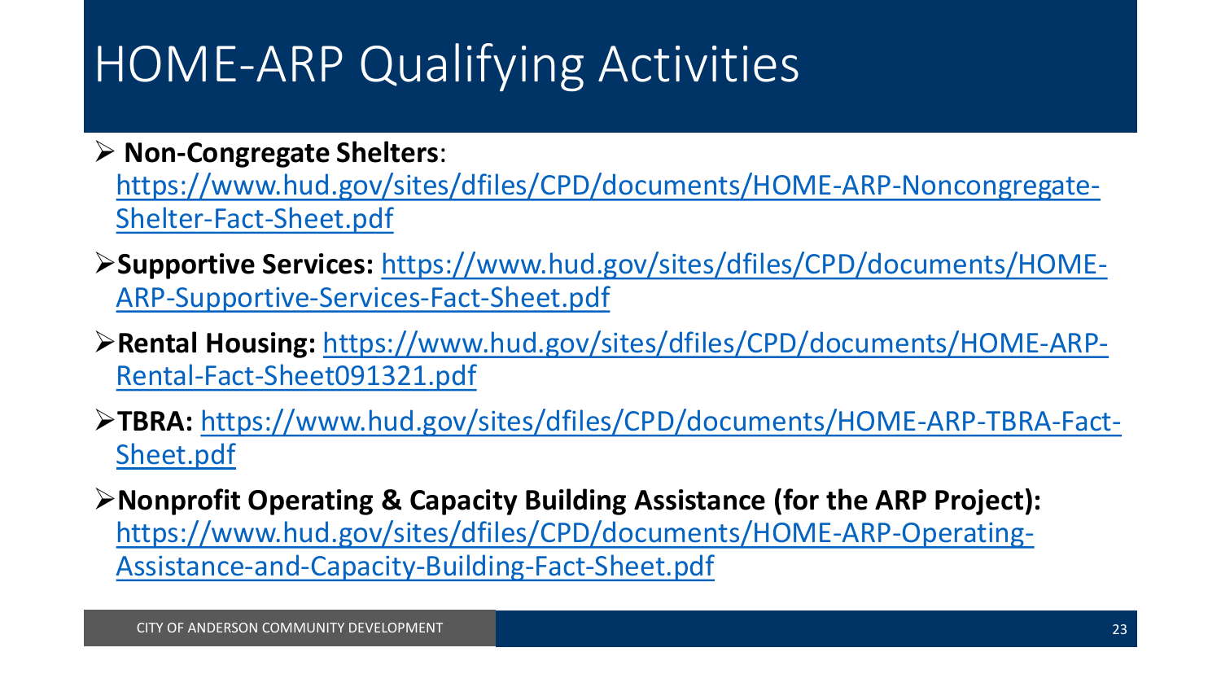# HOME-ARP Qualifying Activities

- **Non-Congregate Shelters**: https://www.hud.gov/sites/dfiles/CPD/documents/HOME-ARP-Noncongregate-Shelter-Fact-Sheet.pdf
- **Supportive Services:** https://www.hud.gov/sites/dfiles/CPD/documents/HOME-ARP-Supportive-Services-Fact-Sheet.pdf
- **Rental Housing:** https://www.hud.gov/sites/dfiles/CPD/documents/HOME-ARP-Rental-Fact-Sheet091321.pdf
- **TBRA:** https://www.hud.gov/sites/dfiles/CPD/documents/HOME-ARP-TBRA-Fact-Sheet.pdf
- **Nonprofit Operating & Capacity Building Assistance (for the ARP Project):** https://www.hud.gov/sites/dfiles/CPD/documents/HOME-ARP-Operating-Assistance-and-Capacity-Building-Fact-Sheet.pdf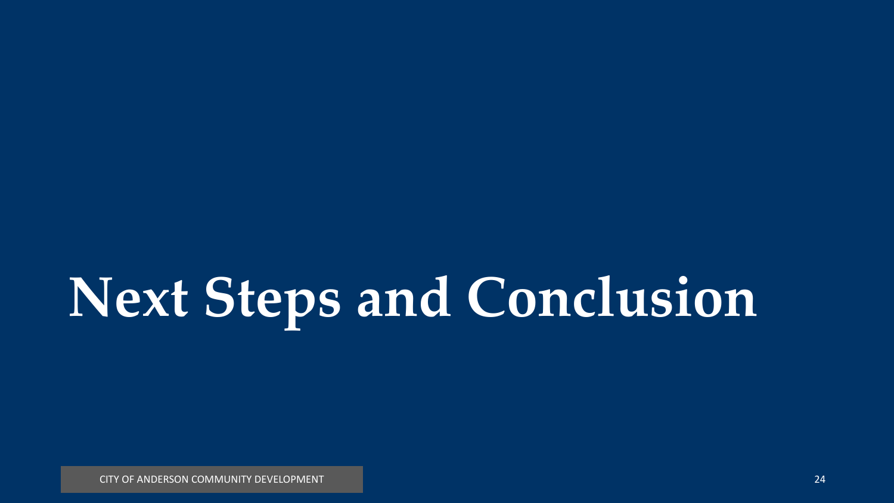# Next Steps and Conclusion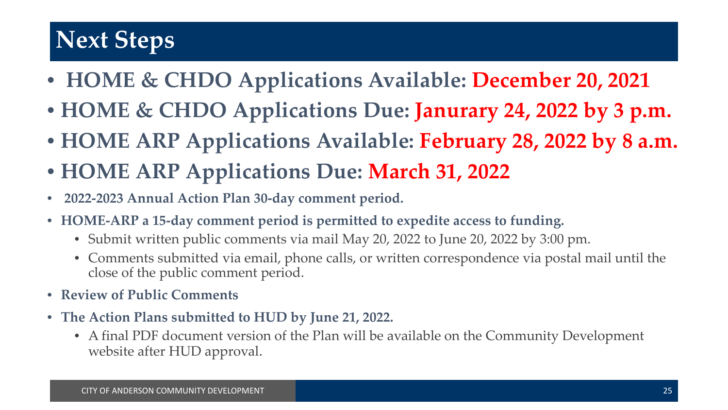# Next Steps

- **HOME & CHDO Applications Available: December 20, 2021**
- **HOME & CHDO Applications Due: Janurary 24, 2022 by 3 p.m.**
- **HOME ARP Applications Available: February 28, 2022 by 8 a.m.**
- **HOME ARP Applications Due: March 31, 2022**
- **2022-2023 Annual Action Plan 30-day comment period.**
- **HOME-ARP a 15-day comment period is permitted to expedite access to funding.**
  - Submit written public comments via mail May 20, 2022 to June 20, 2022 by 3:00 pm.
  - Comments submitted via email, phone calls, or written correspondence via postal mail until the close of the public comment period.
- **Review of Public Comments**
- **The Action Plans submitted to HUD by June 21, 2022.**
  - A final PDF document version of the Plan will be available on the Community Development website after HUD approval.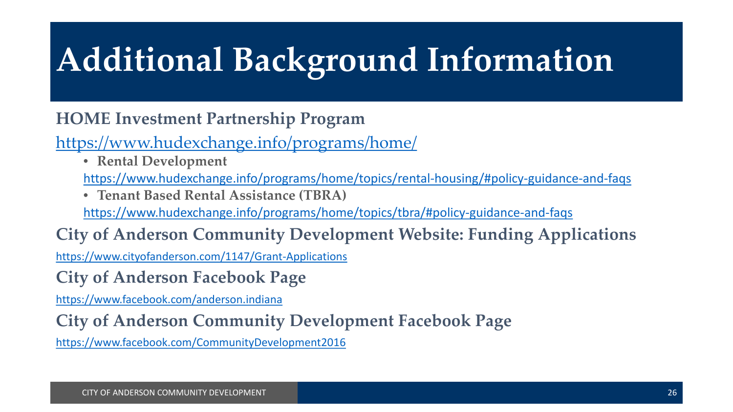# Additional Background Information

**HOME Investment Partnership Program**

https://www.hudexchange.info/programs/home/

- **Rental Development**
  https://www.hudexchange.info/programs/home/topics/rental-housing/#policy-guidance-and-faqs
- **Tenant Based Rental Assistance (TBRA)**
  https://www.hudexchange.info/programs/home/topics/tbra/#policy-guidance-and-faqs

**City of Anderson Community Development Website: Funding Applications**

https://www.cityofanderson.com/1147/Grant-Applications

**City of Anderson Facebook Page**

https://www.facebook.com/anderson.indiana

**City of Anderson Community Development Facebook Page**

https://www.facebook.com/CommunityDevelopment2016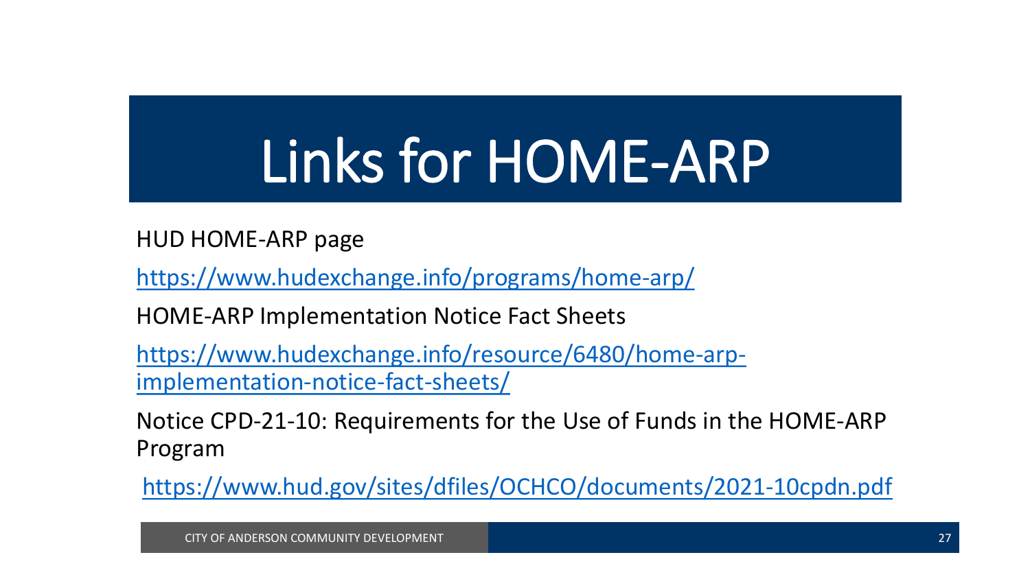# Links for HOME-ARP

HUD HOME-ARP page

https://www.hudexchange.info/programs/home-arp/

HOME-ARP Implementation Notice Fact Sheets

https://www.hudexchange.info/resource/6480/home-arp-implementation-notice-fact-sheets/

Notice CPD-21-10: Requirements for the Use of Funds in the HOME-ARP Program

https://www.hud.gov/sites/dfiles/OCHCO/documents/2021-10cpdn.pdf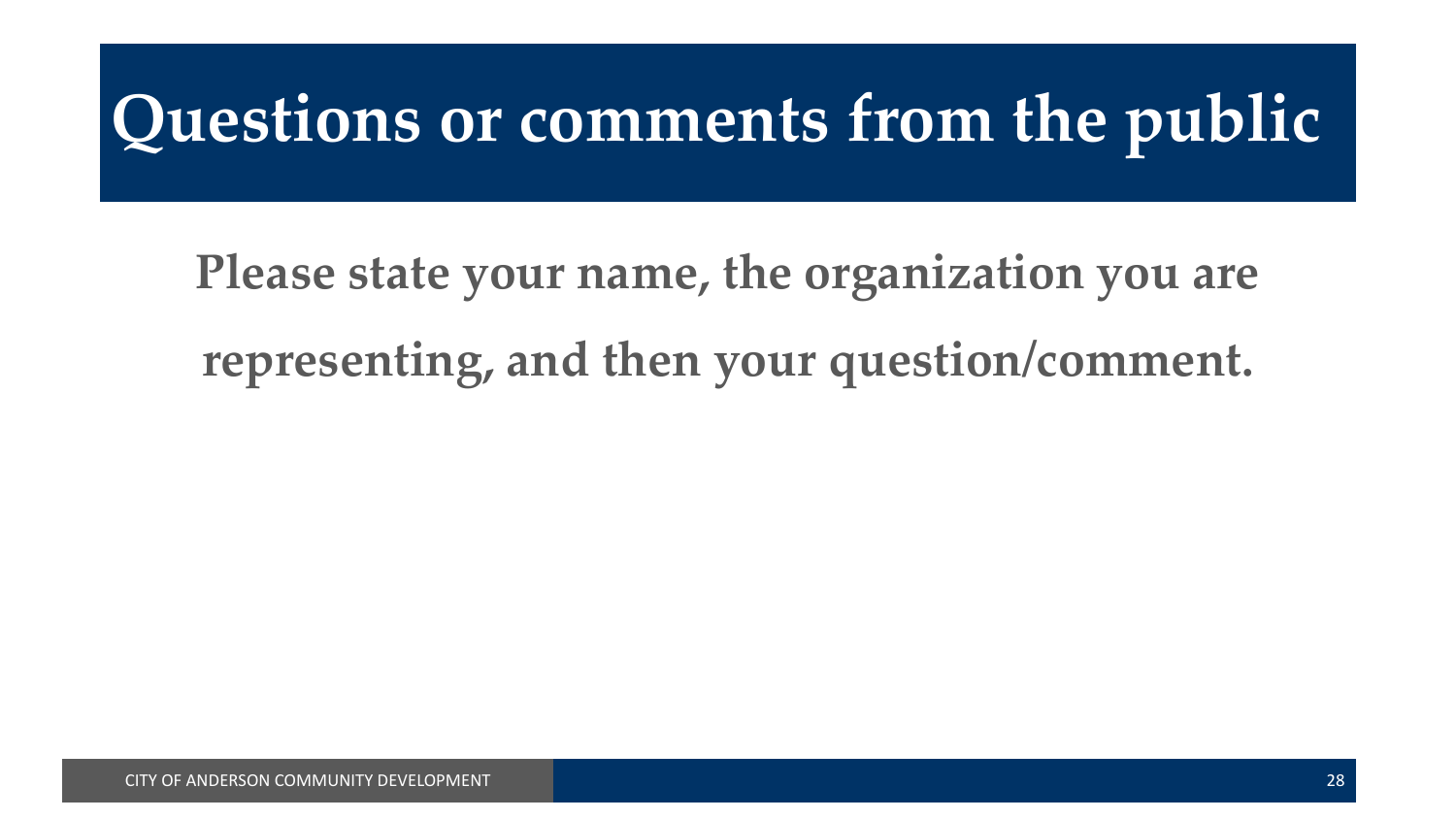# Questions or comments from the public

**Please state your name, the organization you are representing, and then your question/comment.**